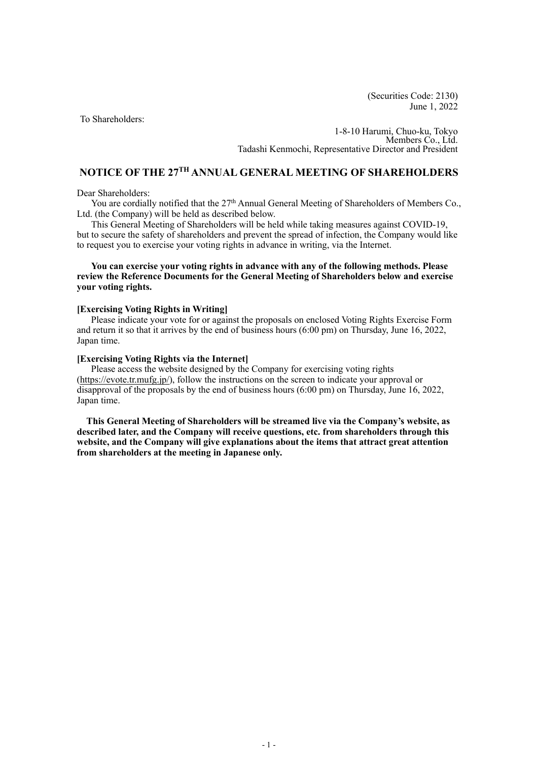(Securities Code: 2130)
June 1, 2022

To Shareholders:

1-8-10 Harumi, Chuo-ku, Tokyo
Members Co., Ltd.
Tadashi Kenmochi, Representative Director and President

# NOTICE OF THE 27TH ANNUAL GENERAL MEETING OF SHAREHOLDERS

Dear Shareholders:

You are cordially notified that the 27th Annual General Meeting of Shareholders of Members Co., Ltd. (the Company) will be held as described below.

This General Meeting of Shareholders will be held while taking measures against COVID-19, but to secure the safety of shareholders and prevent the spread of infection, the Company would like to request you to exercise your voting rights in advance in writing, via the Internet.

**You can exercise your voting rights in advance with any of the following methods. Please review the Reference Documents for the General Meeting of Shareholders below and exercise your voting rights.**

**[Exercising Voting Rights in Writing]**

Please indicate your vote for or against the proposals on enclosed Voting Rights Exercise Form and return it so that it arrives by the end of business hours (6:00 pm) on Thursday, June 16, 2022, Japan time.

**[Exercising Voting Rights via the Internet]**

Please access the website designed by the Company for exercising voting rights (https://evote.tr.mufg.jp/), follow the instructions on the screen to indicate your approval or disapproval of the proposals by the end of business hours (6:00 pm) on Thursday, June 16, 2022, Japan time.

**This General Meeting of Shareholders will be streamed live via the Company's website, as described later, and the Company will receive questions, etc. from shareholders through this website, and the Company will give explanations about the items that attract great attention from shareholders at the meeting in Japanese only.**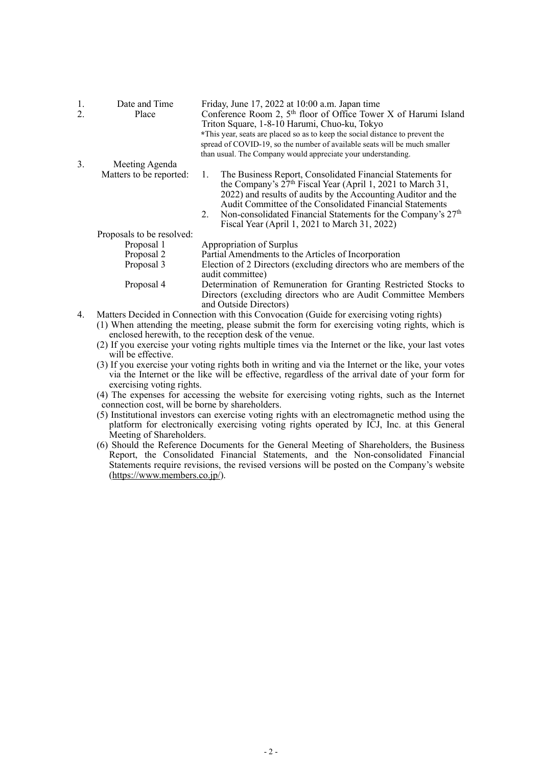1. Date and Time: Friday, June 17, 2022 at 10:00 a.m. Japan time
2. Place: Conference Room 2, 5th floor of Office Tower X of Harumi Island Triton Square, 1-8-10 Harumi, Chuo-ku, Tokyo

   *This year, seats are placed so as to keep the social distance to prevent the spread of COVID-19, so the number of available seats will be much smaller than usual. The Company would appreciate your understanding.
3. Meeting Agenda

   Matters to be reported:
   1. The Business Report, Consolidated Financial Statements for the Company's 27th Fiscal Year (April 1, 2021 to March 31, 2022) and results of audits by the Accounting Auditor and the Audit Committee of the Consolidated Financial Statements
   2. Non-consolidated Financial Statements for the Company's 27th Fiscal Year (April 1, 2021 to March 31, 2022)

   Proposals to be resolved:

   | | |
   |---|---|
   | Proposal 1 | Appropriation of Surplus |
   | Proposal 2 | Partial Amendments to the Articles of Incorporation |
   | Proposal 3 | Election of 2 Directors (excluding directors who are members of the audit committee) |
   | Proposal 4 | Determination of Remuneration for Granting Restricted Stocks to Directors (excluding directors who are Audit Committee Members and Outside Directors) |

4. Matters Decided in Connection with this Convocation (Guide for exercising voting rights)

   (1) When attending the meeting, please submit the form for exercising voting rights, which is enclosed herewith, to the reception desk of the venue.

   (2) If you exercise your voting rights multiple times via the Internet or the like, your last votes will be effective.

   (3) If you exercise your voting rights both in writing and via the Internet or the like, your votes via the Internet or the like will be effective, regardless of the arrival date of your form for exercising voting rights.

   (4) The expenses for accessing the website for exercising voting rights, such as the Internet connection cost, will be borne by shareholders.

   (5) Institutional investors can exercise voting rights with an electromagnetic method using the platform for electronically exercising voting rights operated by ICJ, Inc. at this General Meeting of Shareholders.

   (6) Should the Reference Documents for the General Meeting of Shareholders, the Business Report, the Consolidated Financial Statements, and the Non-consolidated Financial Statements require revisions, the revised versions will be posted on the Company's website (https://www.members.co.jp/).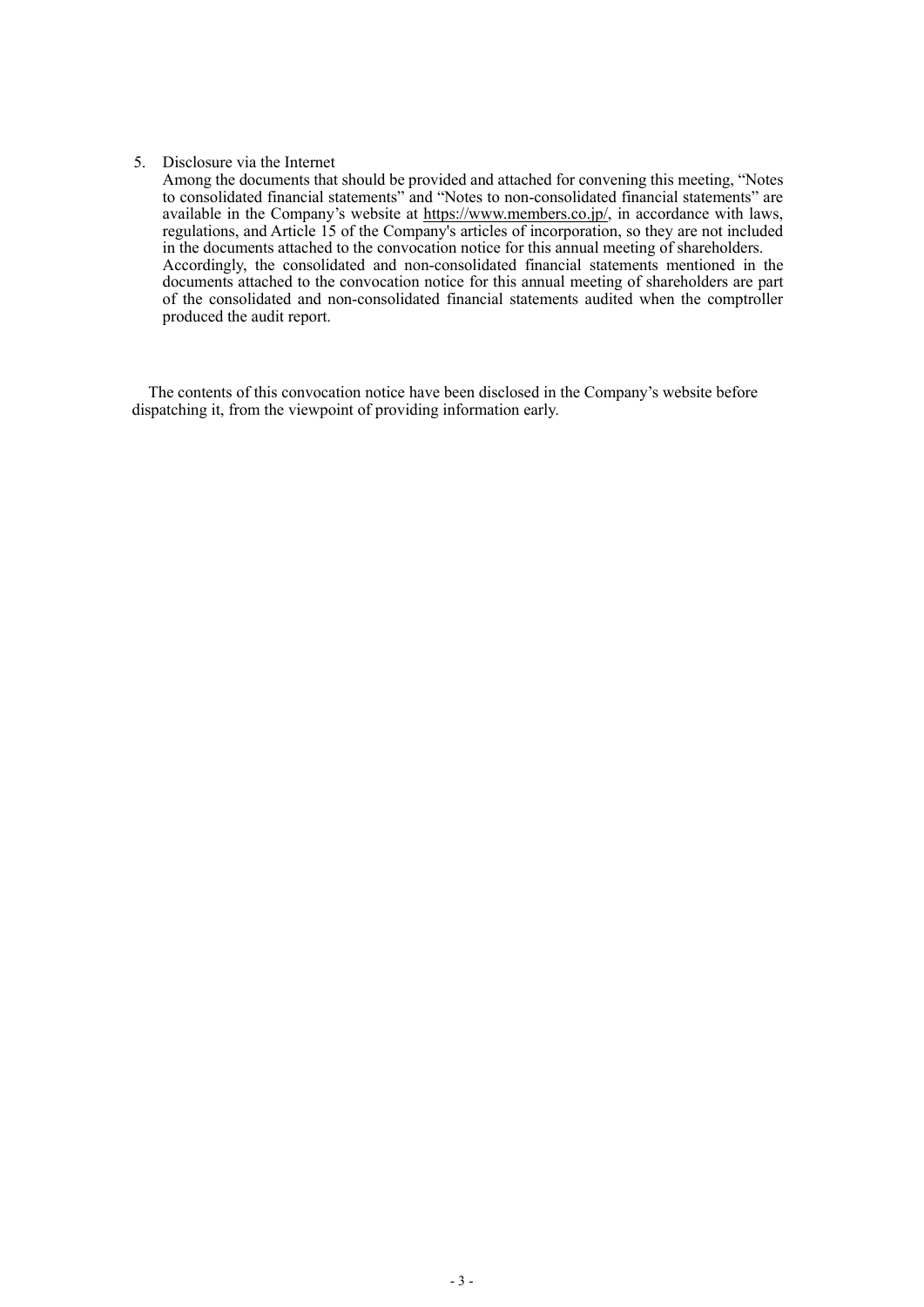5. Disclosure via the Internet

   Among the documents that should be provided and attached for convening this meeting, "Notes to consolidated financial statements" and "Notes to non-consolidated financial statements" are available in the Company's website at https://www.members.co.jp/, in accordance with laws, regulations, and Article 15 of the Company's articles of incorporation, so they are not included in the documents attached to the convocation notice for this annual meeting of shareholders.

   Accordingly, the consolidated and non-consolidated financial statements mentioned in the documents attached to the convocation notice for this annual meeting of shareholders are part of the consolidated and non-consolidated financial statements audited when the comptroller produced the audit report.

The contents of this convocation notice have been disclosed in the Company's website before dispatching it, from the viewpoint of providing information early.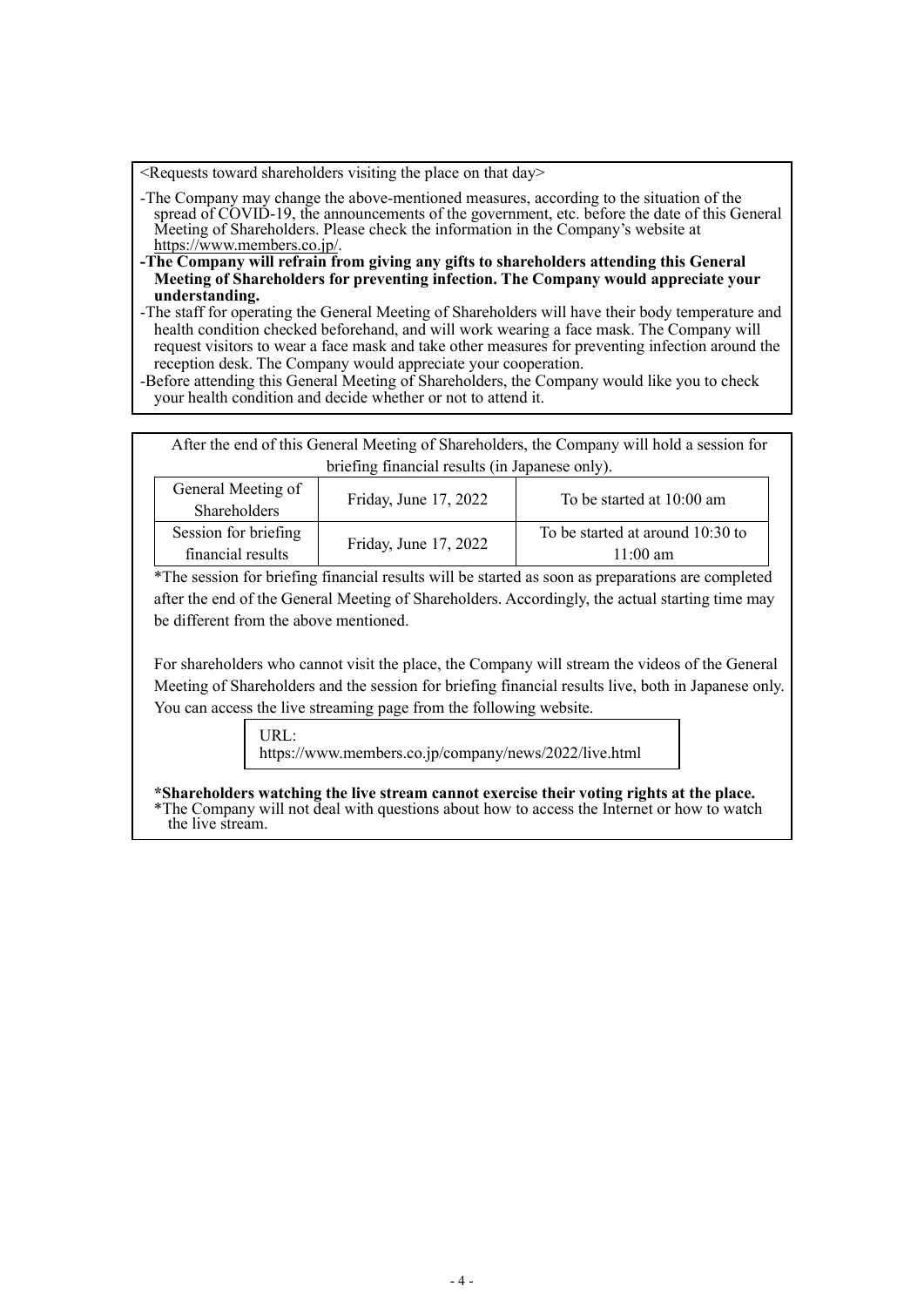<Requests toward shareholders visiting the place on that day>

-The Company may change the above-mentioned measures, according to the situation of the spread of COVID-19, the announcements of the government, etc. before the date of this General Meeting of Shareholders. Please check the information in the Company's website at https://www.members.co.jp/.

**-The Company will refrain from giving any gifts to shareholders attending this General Meeting of Shareholders for preventing infection. The Company would appreciate your understanding.**

-The staff for operating the General Meeting of Shareholders will have their body temperature and health condition checked beforehand, and will work wearing a face mask. The Company will request visitors to wear a face mask and take other measures for preventing infection around the reception desk. The Company would appreciate your cooperation.

-Before attending this General Meeting of Shareholders, the Company would like you to check your health condition and decide whether or not to attend it.

After the end of this General Meeting of Shareholders, the Company will hold a session for briefing financial results (in Japanese only).

| | | |
|---|---|---|
| General Meeting of Shareholders | Friday, June 17, 2022 | To be started at 10:00 am |
| Session for briefing financial results | Friday, June 17, 2022 | To be started at around 10:30 to 11:00 am |

*The session for briefing financial results will be started as soon as preparations are completed after the end of the General Meeting of Shareholders. Accordingly, the actual starting time may be different from the above mentioned.

For shareholders who cannot visit the place, the Company will stream the videos of the General Meeting of Shareholders and the session for briefing financial results live, both in Japanese only. You can access the live streaming page from the following website.

URL:
https://www.members.co.jp/company/news/2022/live.html

**\*Shareholders watching the live stream cannot exercise their voting rights at the place.**

*The Company will not deal with questions about how to access the Internet or how to watch the live stream.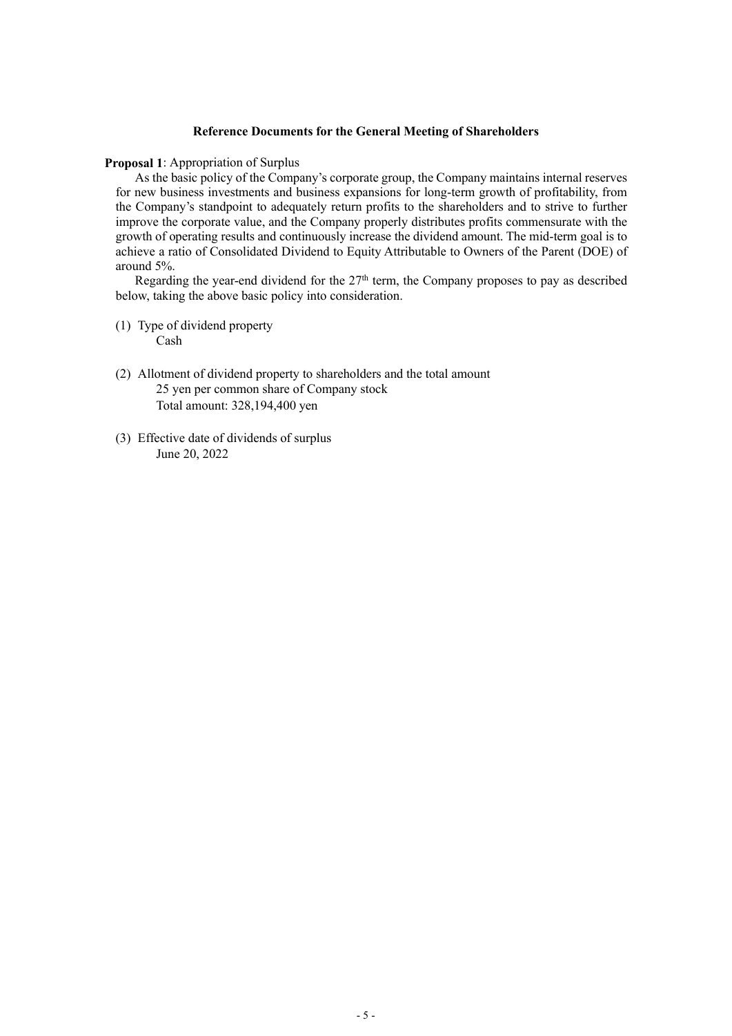## Reference Documents for the General Meeting of Shareholders

**Proposal 1**: Appropriation of Surplus

As the basic policy of the Company's corporate group, the Company maintains internal reserves for new business investments and business expansions for long-term growth of profitability, from the Company's standpoint to adequately return profits to the shareholders and to strive to further improve the corporate value, and the Company properly distributes profits commensurate with the growth of operating results and continuously increase the dividend amount. The mid-term goal is to achieve a ratio of Consolidated Dividend to Equity Attributable to Owners of the Parent (DOE) of around 5%.

Regarding the year-end dividend for the 27th term, the Company proposes to pay as described below, taking the above basic policy into consideration.

(1) Type of dividend property
Cash

(2) Allotment of dividend property to shareholders and the total amount
25 yen per common share of Company stock
Total amount: 328,194,400 yen

(3) Effective date of dividends of surplus
June 20, 2022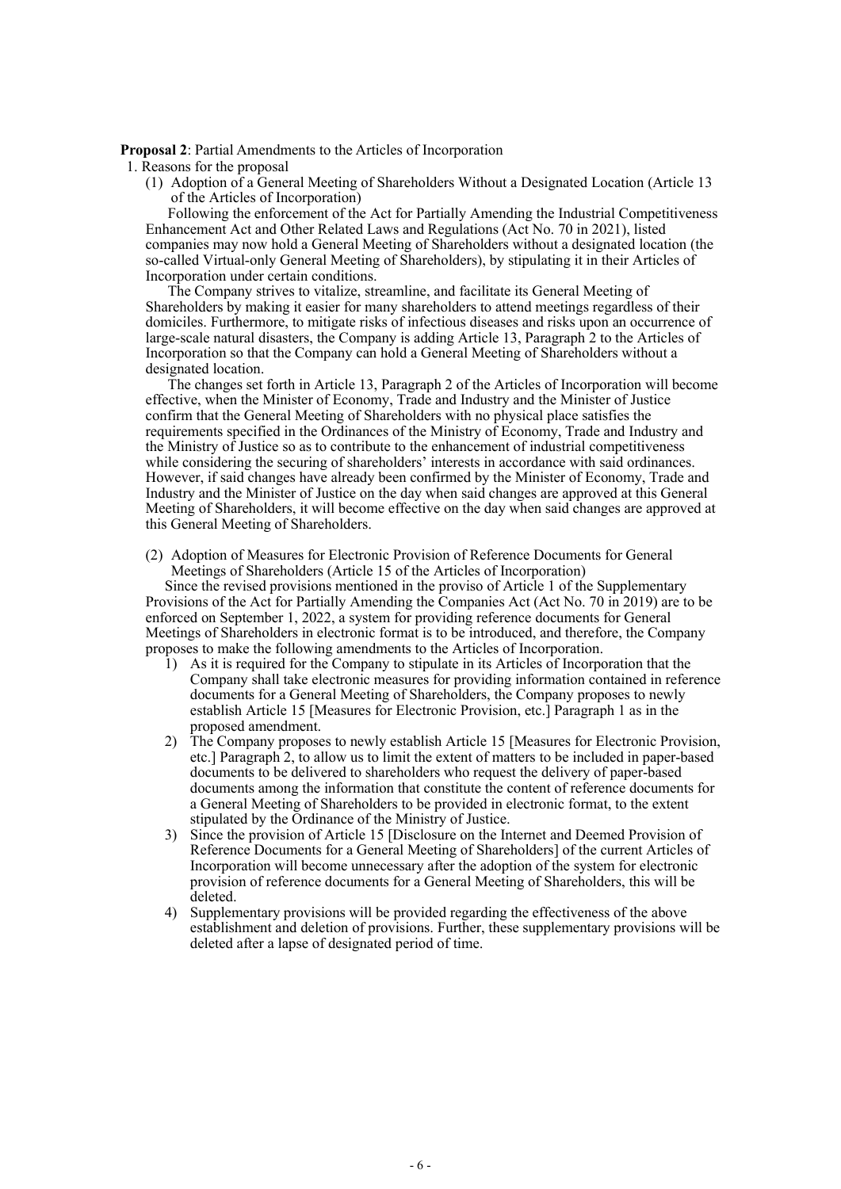**Proposal 2**: Partial Amendments to the Articles of Incorporation

1. Reasons for the proposal

(1) Adoption of a General Meeting of Shareholders Without a Designated Location (Article 13 of the Articles of Incorporation)

Following the enforcement of the Act for Partially Amending the Industrial Competitiveness Enhancement Act and Other Related Laws and Regulations (Act No. 70 in 2021), listed companies may now hold a General Meeting of Shareholders without a designated location (the so-called Virtual-only General Meeting of Shareholders), by stipulating it in their Articles of Incorporation under certain conditions.

The Company strives to vitalize, streamline, and facilitate its General Meeting of Shareholders by making it easier for many shareholders to attend meetings regardless of their domiciles. Furthermore, to mitigate risks of infectious diseases and risks upon an occurrence of large-scale natural disasters, the Company is adding Article 13, Paragraph 2 to the Articles of Incorporation so that the Company can hold a General Meeting of Shareholders without a designated location.

The changes set forth in Article 13, Paragraph 2 of the Articles of Incorporation will become effective, when the Minister of Economy, Trade and Industry and the Minister of Justice confirm that the General Meeting of Shareholders with no physical place satisfies the requirements specified in the Ordinances of the Ministry of Economy, Trade and Industry and the Ministry of Justice so as to contribute to the enhancement of industrial competitiveness while considering the securing of shareholders' interests in accordance with said ordinances. However, if said changes have already been confirmed by the Minister of Economy, Trade and Industry and the Minister of Justice on the day when said changes are approved at this General Meeting of Shareholders, it will become effective on the day when said changes are approved at this General Meeting of Shareholders.

(2) Adoption of Measures for Electronic Provision of Reference Documents for General Meetings of Shareholders (Article 15 of the Articles of Incorporation)

Since the revised provisions mentioned in the proviso of Article 1 of the Supplementary Provisions of the Act for Partially Amending the Companies Act (Act No. 70 in 2019) are to be enforced on September 1, 2022, a system for providing reference documents for General Meetings of Shareholders in electronic format is to be introduced, and therefore, the Company proposes to make the following amendments to the Articles of Incorporation.

1) As it is required for the Company to stipulate in its Articles of Incorporation that the Company shall take electronic measures for providing information contained in reference documents for a General Meeting of Shareholders, the Company proposes to newly establish Article 15 [Measures for Electronic Provision, etc.] Paragraph 1 as in the proposed amendment.
2) The Company proposes to newly establish Article 15 [Measures for Electronic Provision, etc.] Paragraph 2, to allow us to limit the extent of matters to be included in paper-based documents to be delivered to shareholders who request the delivery of paper-based documents among the information that constitute the content of reference documents for a General Meeting of Shareholders to be provided in electronic format, to the extent stipulated by the Ordinance of the Ministry of Justice.
3) Since the provision of Article 15 [Disclosure on the Internet and Deemed Provision of Reference Documents for a General Meeting of Shareholders] of the current Articles of Incorporation will become unnecessary after the adoption of the system for electronic provision of reference documents for a General Meeting of Shareholders, this will be deleted.
4) Supplementary provisions will be provided regarding the effectiveness of the above establishment and deletion of provisions. Further, these supplementary provisions will be deleted after a lapse of designated period of time.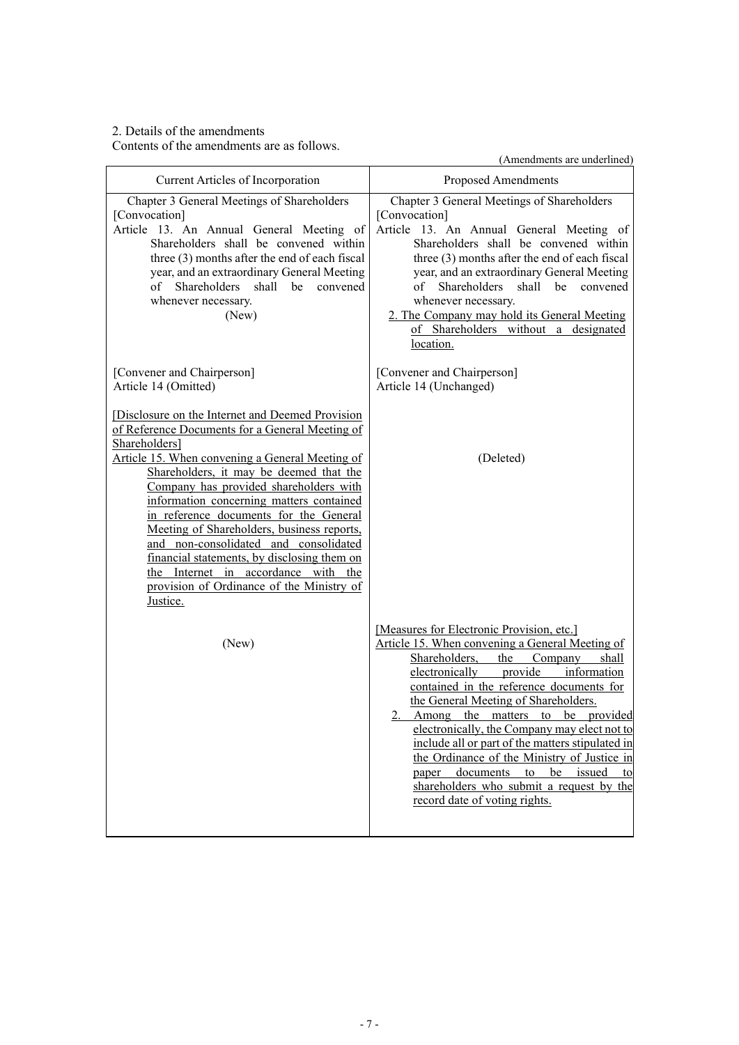2. Details of the amendments

Contents of the amendments are as follows.

(Amendments are underlined)

| Current Articles of Incorporation | Proposed Amendments |
|---|---|
| Chapter 3 General Meetings of Shareholders<br>[Convocation]<br>Article 13. An Annual General Meeting of Shareholders shall be convened within three (3) months after the end of each fiscal year, and an extraordinary General Meeting of Shareholders shall be convened whenever necessary.<br>(New) | Chapter 3 General Meetings of Shareholders<br>[Convocation]<br>Article 13. An Annual General Meeting of Shareholders shall be convened within three (3) months after the end of each fiscal year, and an extraordinary General Meeting of Shareholders shall be convened whenever necessary.<br>2. The Company may hold its General Meeting of Shareholders without a designated location. |
| [Convener and Chairperson]<br>Article 14 (Omitted) | [Convener and Chairperson]<br>Article 14 (Unchanged) |
| [Disclosure on the Internet and Deemed Provision of Reference Documents for a General Meeting of Shareholders]<br>Article 15. When convening a General Meeting of Shareholders, it may be deemed that the Company has provided shareholders with information concerning matters contained in reference documents for the General Meeting of Shareholders, business reports, and non-consolidated and consolidated financial statements, by disclosing them on the Internet in accordance with the provision of Ordinance of the Ministry of Justice. | (Deleted) |
| (New) | [Measures for Electronic Provision, etc.]<br>Article 15. When convening a General Meeting of Shareholders, the Company shall electronically provide information contained in the reference documents for the General Meeting of Shareholders.<br>2. Among the matters to be provided electronically, the Company may elect not to include all or part of the matters stipulated in the Ordinance of the Ministry of Justice in paper documents to be issued to shareholders who submit a request by the record date of voting rights. |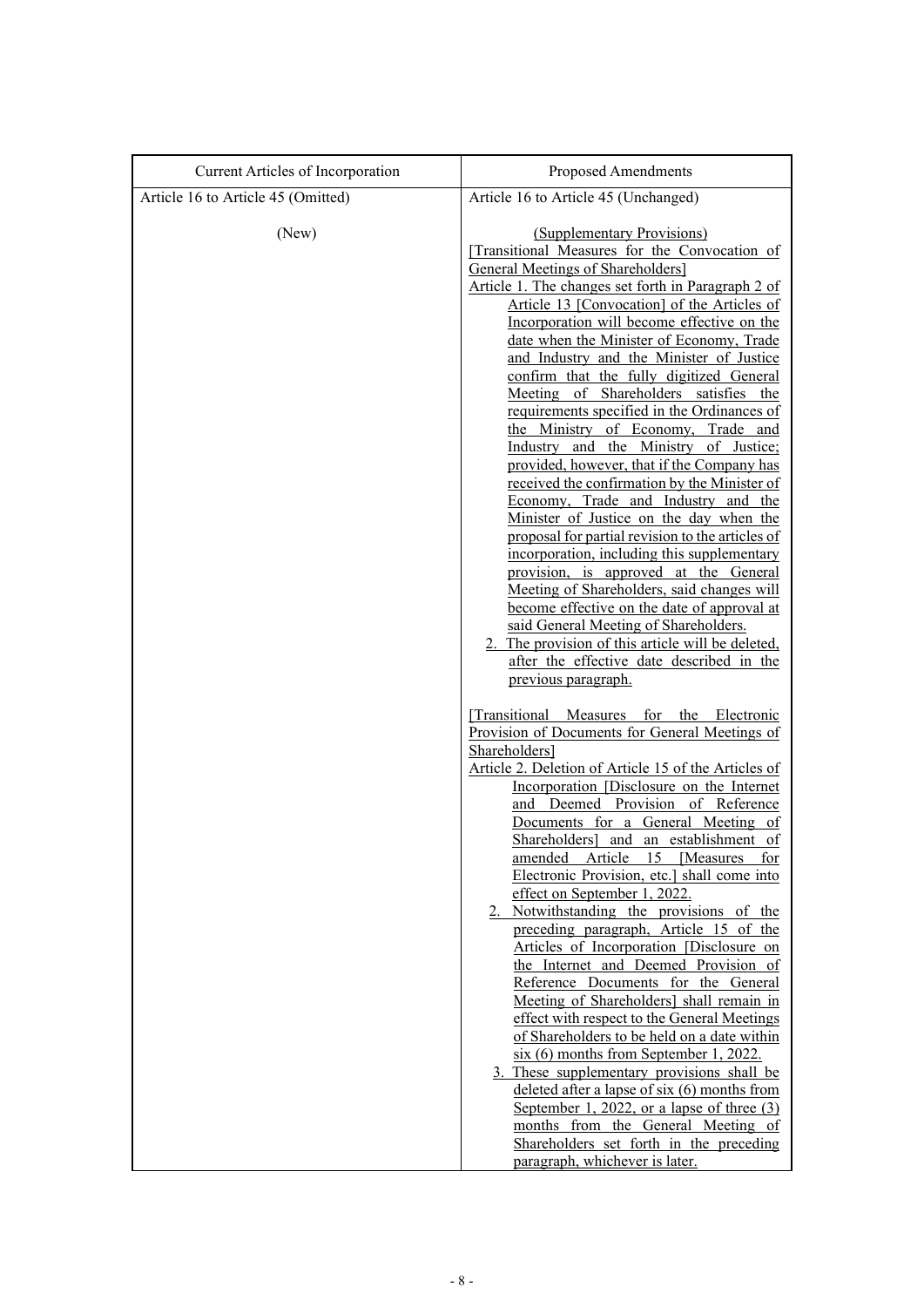| Current Articles of Incorporation | Proposed Amendments |
|---|---|
| Article 16 to Article 45 (Omitted) | Article 16 to Article 45 (Unchanged) |
| (New) | (Supplementary Provisions)<br>[Transitional Measures for the Convocation of General Meetings of Shareholders]<br>Article 1. The changes set forth in Paragraph 2 of Article 13 [Convocation] of the Articles of Incorporation will become effective on the date when the Minister of Economy, Trade and Industry and the Minister of Justice confirm that the fully digitized General Meeting of Shareholders satisfies the requirements specified in the Ordinances of the Ministry of Economy, Trade and Industry and the Ministry of Justice; provided, however, that if the Company has received the confirmation by the Minister of Economy, Trade and Industry and the Minister of Justice on the day when the proposal for partial revision to the articles of incorporation, including this supplementary provision, is approved at the General Meeting of Shareholders, said changes will become effective on the date of approval at said General Meeting of Shareholders.<br>2. The provision of this article will be deleted, after the effective date described in the previous paragraph.<br><br>[Transitional Measures for the Electronic Provision of Documents for General Meetings of Shareholders]<br>Article 2. Deletion of Article 15 of the Articles of Incorporation [Disclosure on the Internet and Deemed Provision of Reference Documents for a General Meeting of Shareholders] and an establishment of amended Article 15 [Measures for Electronic Provision, etc.] shall come into effect on September 1, 2022.<br>2. Notwithstanding the provisions of the preceding paragraph, Article 15 of the Articles of Incorporation [Disclosure on the Internet and Deemed Provision of Reference Documents for the General Meeting of Shareholders] shall remain in effect with respect to the General Meetings of Shareholders to be held on a date within six (6) months from September 1, 2022.<br>3. These supplementary provisions shall be deleted after a lapse of six (6) months from September 1, 2022, or a lapse of three (3) months from the General Meeting of Shareholders set forth in the preceding paragraph, whichever is later. |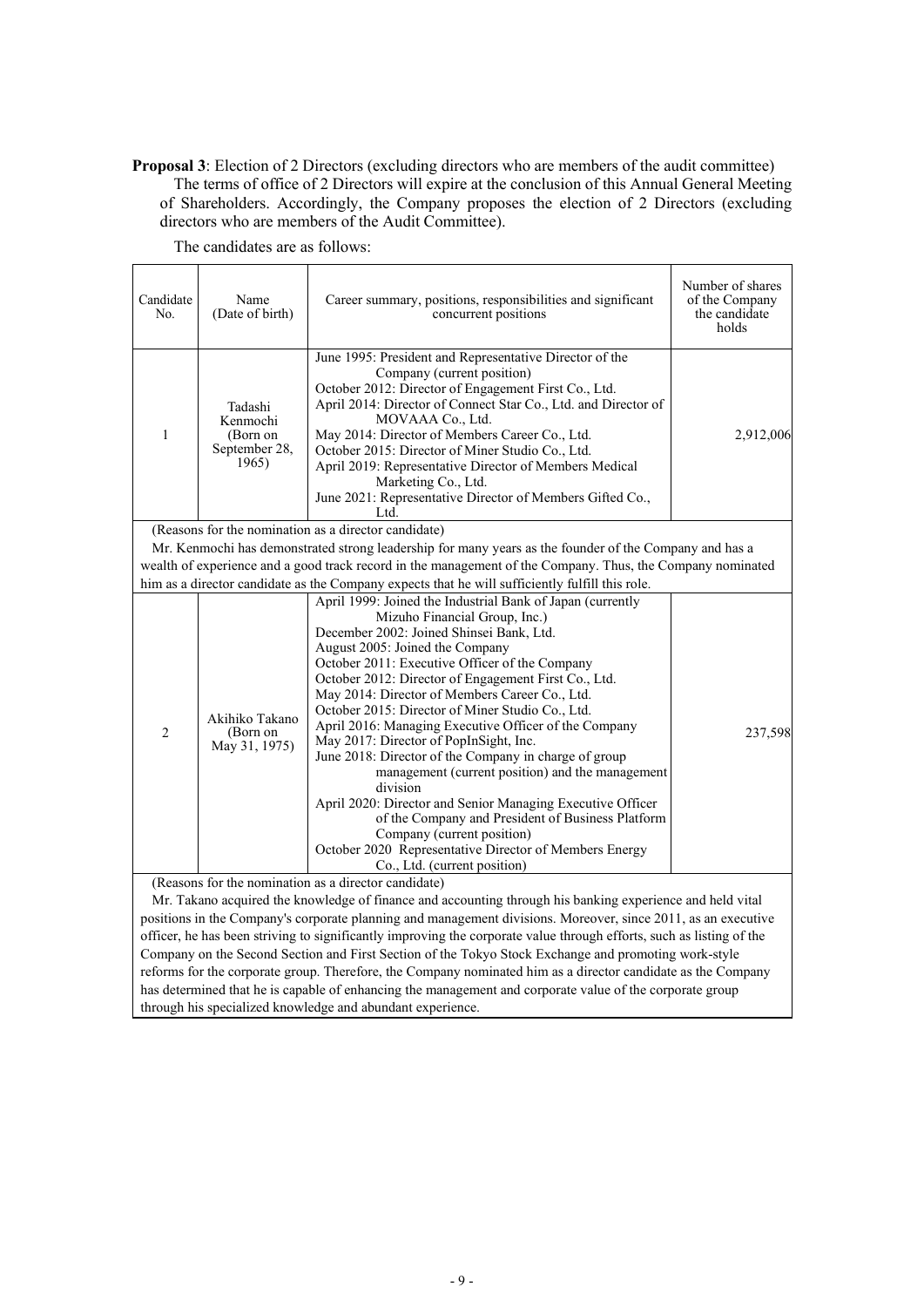**Proposal 3**: Election of 2 Directors (excluding directors who are members of the audit committee)

The terms of office of 2 Directors will expire at the conclusion of this Annual General Meeting of Shareholders. Accordingly, the Company proposes the election of 2 Directors (excluding directors who are members of the Audit Committee).

The candidates are as follows:

| Candidate No. | Name (Date of birth) | Career summary, positions, responsibilities and significant concurrent positions | Number of shares of the Company the candidate holds |
|---|---|---|---|
| 1 | Tadashi Kenmochi (Born on September 28, 1965) | June 1995: President and Representative Director of the Company (current position)<br>October 2012: Director of Engagement First Co., Ltd.<br>April 2014: Director of Connect Star Co., Ltd. and Director of MOVAAA Co., Ltd.<br>May 2014: Director of Members Career Co., Ltd.<br>October 2015: Director of Miner Studio Co., Ltd.<br>April 2019: Representative Director of Members Medical Marketing Co., Ltd.<br>June 2021: Representative Director of Members Gifted Co., Ltd. | 2,912,006 |
| (Reasons for the nomination as a director candidate)<br>Mr. Kenmochi has demonstrated strong leadership for many years as the founder of the Company and has a wealth of experience and a good track record in the management of the Company. Thus, the Company nominated him as a director candidate as the Company expects that he will sufficiently fulfill this role. | | | |
| 2 | Akihiko Takano (Born on May 31, 1975) | April 1999: Joined the Industrial Bank of Japan (currently Mizuho Financial Group, Inc.)<br>December 2002: Joined Shinsei Bank, Ltd.<br>August 2005: Joined the Company<br>October 2011: Executive Officer of the Company<br>October 2012: Director of Engagement First Co., Ltd.<br>May 2014: Director of Members Career Co., Ltd.<br>October 2015: Director of Miner Studio Co., Ltd.<br>April 2016: Managing Executive Officer of the Company<br>May 2017: Director of PopInSight, Inc.<br>June 2018: Director of the Company in charge of group management (current position) and the management division<br>April 2020: Director and Senior Managing Executive Officer of the Company and President of Business Platform Company (current position)<br>October 2020 Representative Director of Members Energy Co., Ltd. (current position) | 237,598 |
| (Reasons for the nomination as a director candidate)<br>Mr. Takano acquired the knowledge of finance and accounting through his banking experience and held vital positions in the Company's corporate planning and management divisions. Moreover, since 2011, as an executive officer, he has been striving to significantly improving the corporate value through efforts, such as listing of the Company on the Second Section and First Section of the Tokyo Stock Exchange and promoting work-style reforms for the corporate group. Therefore, the Company nominated him as a director candidate as the Company has determined that he is capable of enhancing the management and corporate value of the corporate group through his specialized knowledge and abundant experience. | | | |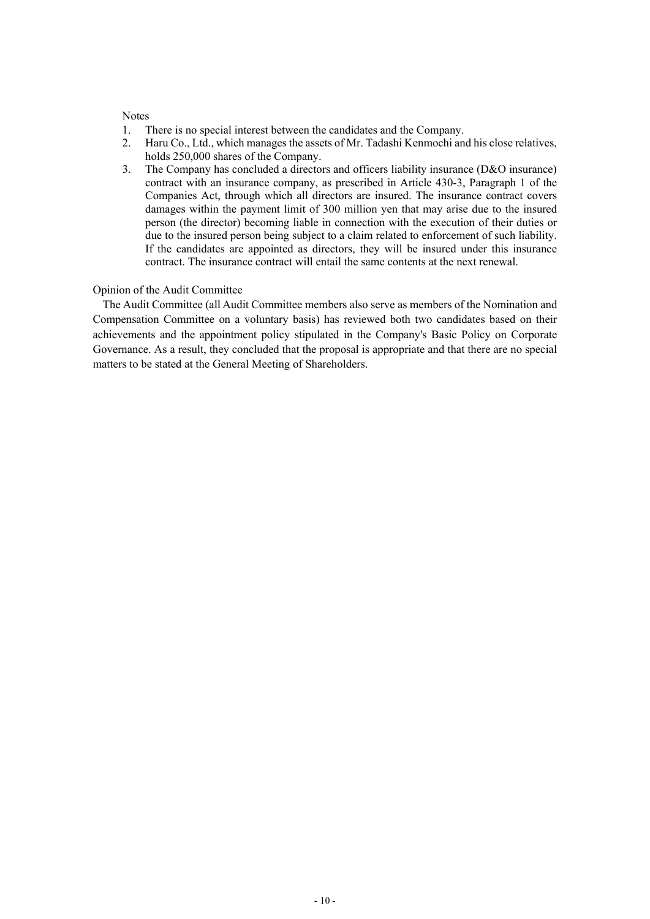Notes

1. There is no special interest between the candidates and the Company.
2. Haru Co., Ltd., which manages the assets of Mr. Tadashi Kenmochi and his close relatives, holds 250,000 shares of the Company.
3. The Company has concluded a directors and officers liability insurance (D&O insurance) contract with an insurance company, as prescribed in Article 430-3, Paragraph 1 of the Companies Act, through which all directors are insured. The insurance contract covers damages within the payment limit of 300 million yen that may arise due to the insured person (the director) becoming liable in connection with the execution of their duties or due to the insured person being subject to a claim related to enforcement of such liability. If the candidates are appointed as directors, they will be insured under this insurance contract. The insurance contract will entail the same contents at the next renewal.

Opinion of the Audit Committee

The Audit Committee (all Audit Committee members also serve as members of the Nomination and Compensation Committee on a voluntary basis) has reviewed both two candidates based on their achievements and the appointment policy stipulated in the Company's Basic Policy on Corporate Governance. As a result, they concluded that the proposal is appropriate and that there are no special matters to be stated at the General Meeting of Shareholders.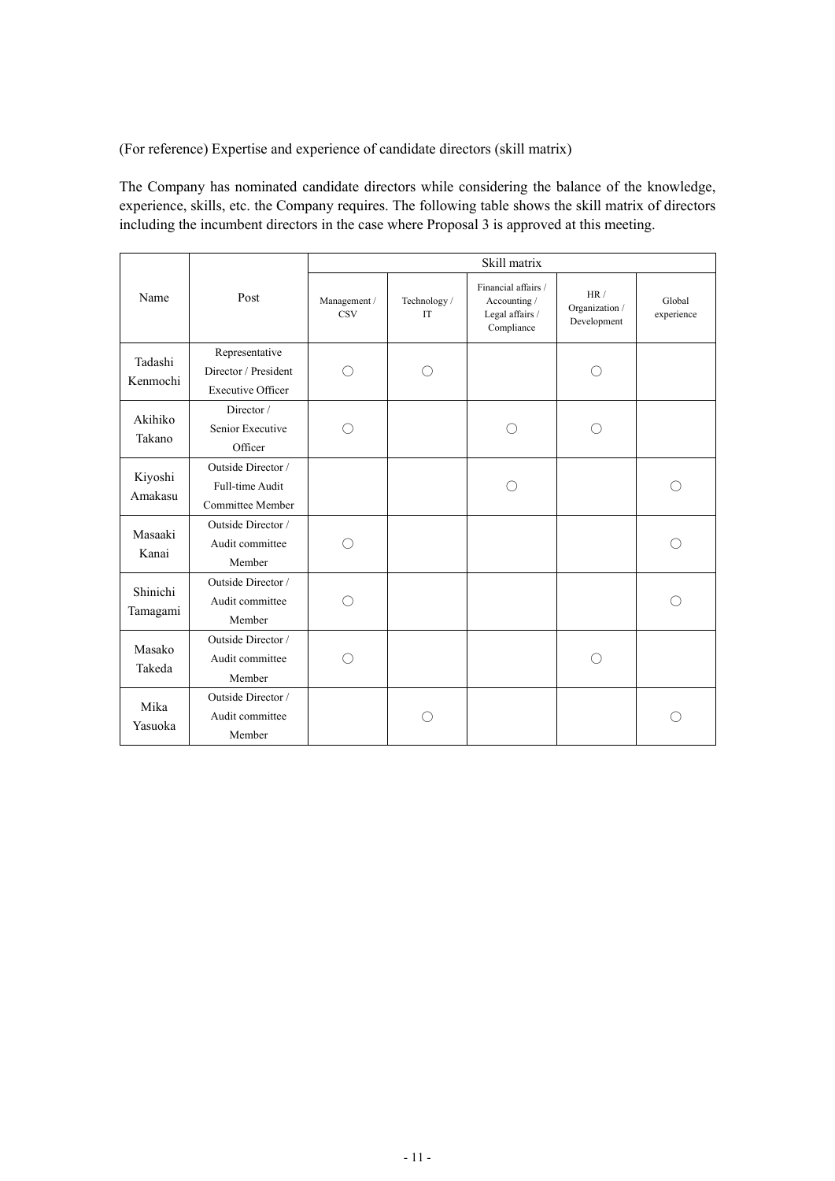(For reference) Expertise and experience of candidate directors (skill matrix)

The Company has nominated candidate directors while considering the balance of the knowledge, experience, skills, etc. the Company requires. The following table shows the skill matrix of directors including the incumbent directors in the case where Proposal 3 is approved at this meeting.

| Name | Post | Skill matrix | | | | |
|---|---|---|---|---|---|---|
| | | Management / CSV | Technology / IT | Financial affairs / Accounting / Legal affairs / Compliance | HR / Organization / Development | Global experience |
| Tadashi Kenmochi | Representative Director / President Executive Officer | ○ | ○ | | ○ | |
| Akihiko Takano | Director / Senior Executive Officer | ○ | | ○ | ○ | |
| Kiyoshi Amakasu | Outside Director / Full-time Audit Committee Member | | | ○ | | ○ |
| Masaaki Kanai | Outside Director / Audit committee Member | ○ | | | | ○ |
| Shinichi Tamagami | Outside Director / Audit committee Member | ○ | | | | ○ |
| Masako Takeda | Outside Director / Audit committee Member | ○ | | | ○ | |
| Mika Yasuoka | Outside Director / Audit committee Member | | ○ | | | ○ |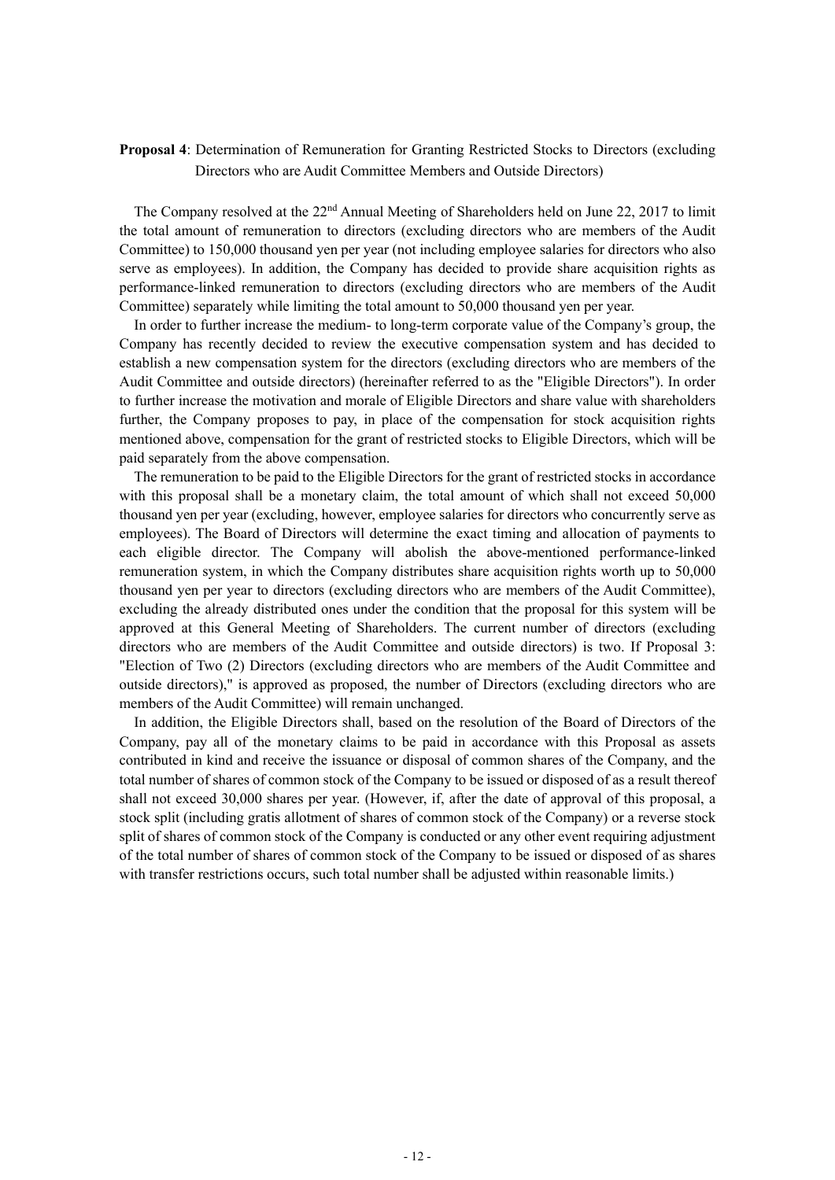**Proposal 4**: Determination of Remuneration for Granting Restricted Stocks to Directors (excluding Directors who are Audit Committee Members and Outside Directors)

The Company resolved at the 22nd Annual Meeting of Shareholders held on June 22, 2017 to limit the total amount of remuneration to directors (excluding directors who are members of the Audit Committee) to 150,000 thousand yen per year (not including employee salaries for directors who also serve as employees). In addition, the Company has decided to provide share acquisition rights as performance-linked remuneration to directors (excluding directors who are members of the Audit Committee) separately while limiting the total amount to 50,000 thousand yen per year.

In order to further increase the medium- to long-term corporate value of the Company's group, the Company has recently decided to review the executive compensation system and has decided to establish a new compensation system for the directors (excluding directors who are members of the Audit Committee and outside directors) (hereinafter referred to as the "Eligible Directors"). In order to further increase the motivation and morale of Eligible Directors and share value with shareholders further, the Company proposes to pay, in place of the compensation for stock acquisition rights mentioned above, compensation for the grant of restricted stocks to Eligible Directors, which will be paid separately from the above compensation.

The remuneration to be paid to the Eligible Directors for the grant of restricted stocks in accordance with this proposal shall be a monetary claim, the total amount of which shall not exceed 50,000 thousand yen per year (excluding, however, employee salaries for directors who concurrently serve as employees). The Board of Directors will determine the exact timing and allocation of payments to each eligible director. The Company will abolish the above-mentioned performance-linked remuneration system, in which the Company distributes share acquisition rights worth up to 50,000 thousand yen per year to directors (excluding directors who are members of the Audit Committee), excluding the already distributed ones under the condition that the proposal for this system will be approved at this General Meeting of Shareholders. The current number of directors (excluding directors who are members of the Audit Committee and outside directors) is two. If Proposal 3: "Election of Two (2) Directors (excluding directors who are members of the Audit Committee and outside directors)," is approved as proposed, the number of Directors (excluding directors who are members of the Audit Committee) will remain unchanged.

In addition, the Eligible Directors shall, based on the resolution of the Board of Directors of the Company, pay all of the monetary claims to be paid in accordance with this Proposal as assets contributed in kind and receive the issuance or disposal of common shares of the Company, and the total number of shares of common stock of the Company to be issued or disposed of as a result thereof shall not exceed 30,000 shares per year. (However, if, after the date of approval of this proposal, a stock split (including gratis allotment of shares of common stock of the Company) or a reverse stock split of shares of common stock of the Company is conducted or any other event requiring adjustment of the total number of shares of common stock of the Company to be issued or disposed of as shares with transfer restrictions occurs, such total number shall be adjusted within reasonable limits.)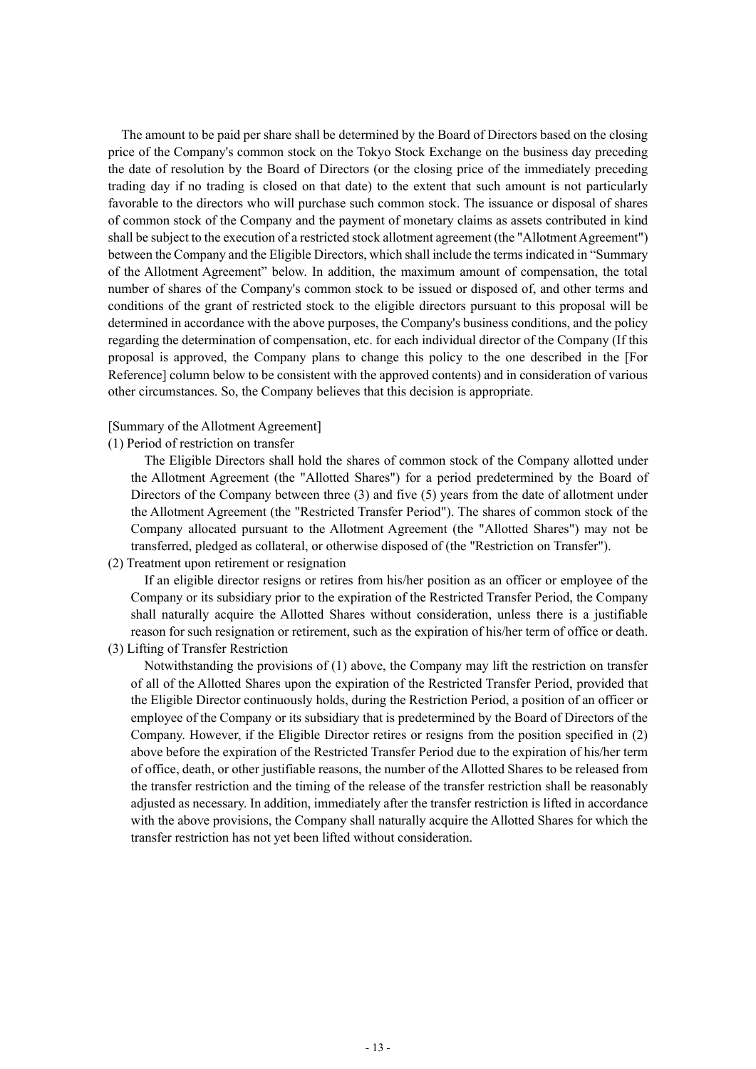The amount to be paid per share shall be determined by the Board of Directors based on the closing price of the Company's common stock on the Tokyo Stock Exchange on the business day preceding the date of resolution by the Board of Directors (or the closing price of the immediately preceding trading day if no trading is closed on that date) to the extent that such amount is not particularly favorable to the directors who will purchase such common stock. The issuance or disposal of shares of common stock of the Company and the payment of monetary claims as assets contributed in kind shall be subject to the execution of a restricted stock allotment agreement (the "Allotment Agreement") between the Company and the Eligible Directors, which shall include the terms indicated in "Summary of the Allotment Agreement" below. In addition, the maximum amount of compensation, the total number of shares of the Company's common stock to be issued or disposed of, and other terms and conditions of the grant of restricted stock to the eligible directors pursuant to this proposal will be determined in accordance with the above purposes, the Company's business conditions, and the policy regarding the determination of compensation, etc. for each individual director of the Company (If this proposal is approved, the Company plans to change this policy to the one described in the [For Reference] column below to be consistent with the approved contents) and in consideration of various other circumstances. So, the Company believes that this decision is appropriate.

[Summary of the Allotment Agreement]

(1) Period of restriction on transfer

The Eligible Directors shall hold the shares of common stock of the Company allotted under the Allotment Agreement (the "Allotted Shares") for a period predetermined by the Board of Directors of the Company between three (3) and five (5) years from the date of allotment under the Allotment Agreement (the "Restricted Transfer Period"). The shares of common stock of the Company allocated pursuant to the Allotment Agreement (the "Allotted Shares") may not be transferred, pledged as collateral, or otherwise disposed of (the "Restriction on Transfer").

(2) Treatment upon retirement or resignation

If an eligible director resigns or retires from his/her position as an officer or employee of the Company or its subsidiary prior to the expiration of the Restricted Transfer Period, the Company shall naturally acquire the Allotted Shares without consideration, unless there is a justifiable reason for such resignation or retirement, such as the expiration of his/her term of office or death.

(3) Lifting of Transfer Restriction

Notwithstanding the provisions of (1) above, the Company may lift the restriction on transfer of all of the Allotted Shares upon the expiration of the Restricted Transfer Period, provided that the Eligible Director continuously holds, during the Restriction Period, a position of an officer or employee of the Company or its subsidiary that is predetermined by the Board of Directors of the Company. However, if the Eligible Director retires or resigns from the position specified in (2) above before the expiration of the Restricted Transfer Period due to the expiration of his/her term of office, death, or other justifiable reasons, the number of the Allotted Shares to be released from the transfer restriction and the timing of the release of the transfer restriction shall be reasonably adjusted as necessary. In addition, immediately after the transfer restriction is lifted in accordance with the above provisions, the Company shall naturally acquire the Allotted Shares for which the transfer restriction has not yet been lifted without consideration.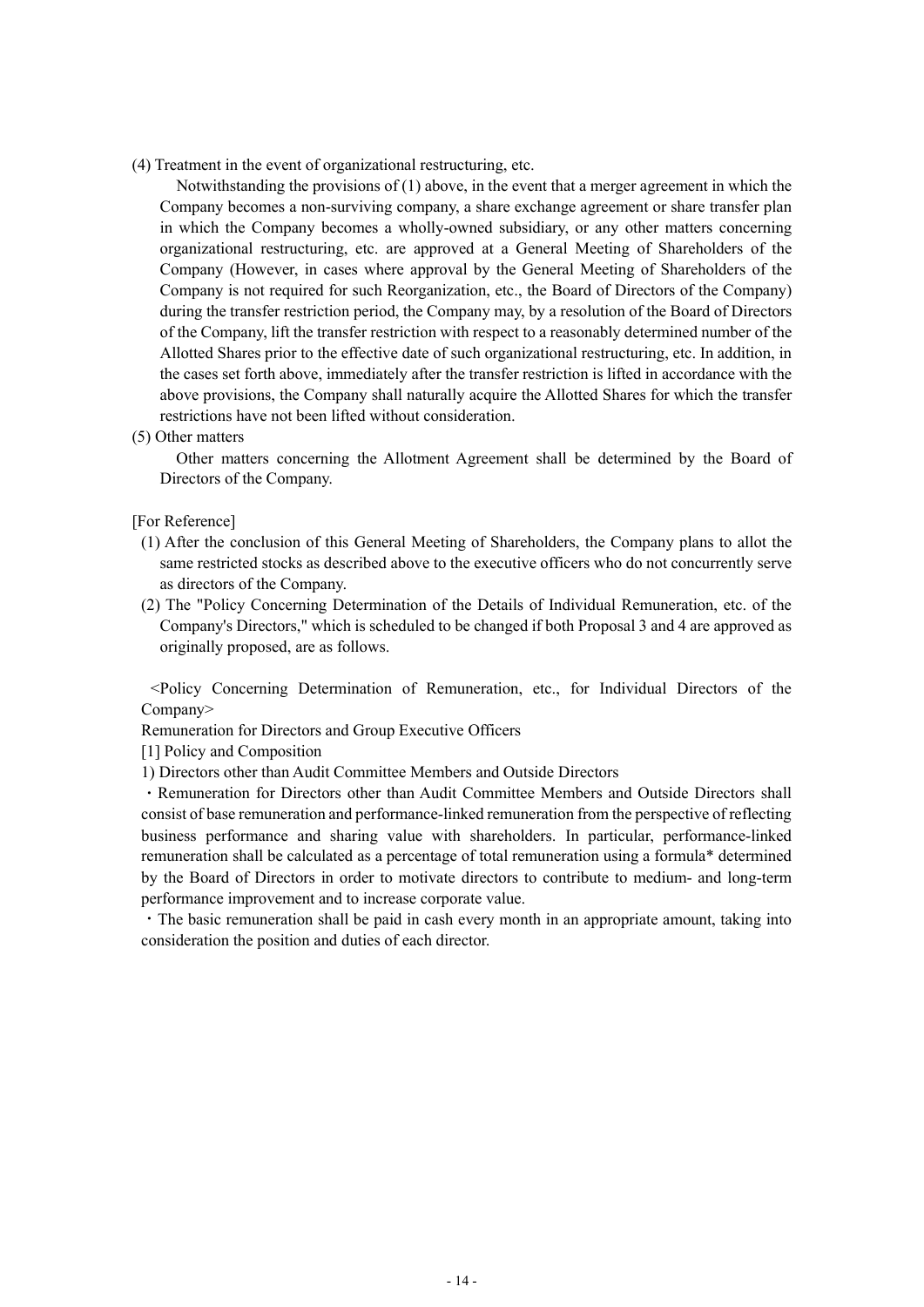(4) Treatment in the event of organizational restructuring, etc.

Notwithstanding the provisions of (1) above, in the event that a merger agreement in which the Company becomes a non-surviving company, a share exchange agreement or share transfer plan in which the Company becomes a wholly-owned subsidiary, or any other matters concerning organizational restructuring, etc. are approved at a General Meeting of Shareholders of the Company (However, in cases where approval by the General Meeting of Shareholders of the Company is not required for such Reorganization, etc., the Board of Directors of the Company) during the transfer restriction period, the Company may, by a resolution of the Board of Directors of the Company, lift the transfer restriction with respect to a reasonably determined number of the Allotted Shares prior to the effective date of such organizational restructuring, etc. In addition, in the cases set forth above, immediately after the transfer restriction is lifted in accordance with the above provisions, the Company shall naturally acquire the Allotted Shares for which the transfer restrictions have not been lifted without consideration.

(5) Other matters

Other matters concerning the Allotment Agreement shall be determined by the Board of Directors of the Company.

[For Reference]

(1) After the conclusion of this General Meeting of Shareholders, the Company plans to allot the same restricted stocks as described above to the executive officers who do not concurrently serve as directors of the Company.

(2) The "Policy Concerning Determination of the Details of Individual Remuneration, etc. of the Company's Directors," which is scheduled to be changed if both Proposal 3 and 4 are approved as originally proposed, are as follows.

<Policy Concerning Determination of Remuneration, etc., for Individual Directors of the Company>

Remuneration for Directors and Group Executive Officers

[1] Policy and Composition

1) Directors other than Audit Committee Members and Outside Directors

・Remuneration for Directors other than Audit Committee Members and Outside Directors shall consist of base remuneration and performance-linked remuneration from the perspective of reflecting business performance and sharing value with shareholders. In particular, performance-linked remuneration shall be calculated as a percentage of total remuneration using a formula* determined by the Board of Directors in order to motivate directors to contribute to medium- and long-term performance improvement and to increase corporate value.

・The basic remuneration shall be paid in cash every month in an appropriate amount, taking into consideration the position and duties of each director.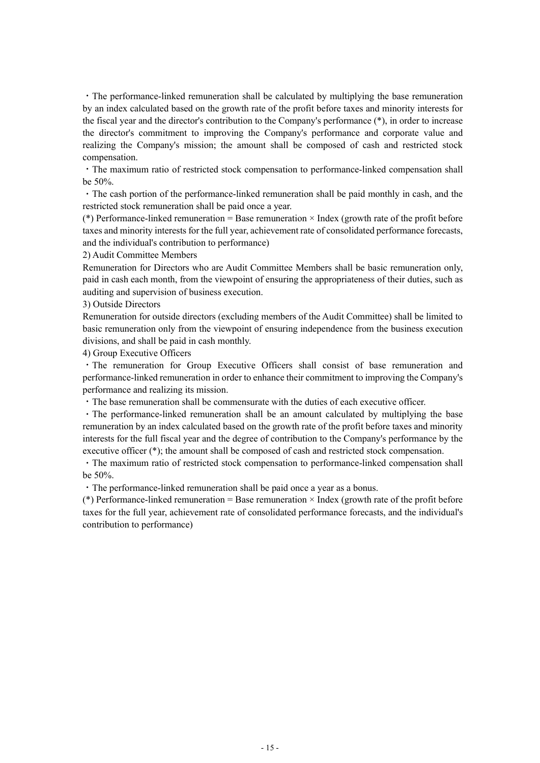・The performance-linked remuneration shall be calculated by multiplying the base remuneration by an index calculated based on the growth rate of the profit before taxes and minority interests for the fiscal year and the director's contribution to the Company's performance (*), in order to increase the director's commitment to improving the Company's performance and corporate value and realizing the Company's mission; the amount shall be composed of cash and restricted stock compensation.

・The maximum ratio of restricted stock compensation to performance-linked compensation shall be 50%.

・The cash portion of the performance-linked remuneration shall be paid monthly in cash, and the restricted stock remuneration shall be paid once a year.

(*) Performance-linked remuneration = Base remuneration × Index (growth rate of the profit before taxes and minority interests for the full year, achievement rate of consolidated performance forecasts, and the individual's contribution to performance)

2) Audit Committee Members

Remuneration for Directors who are Audit Committee Members shall be basic remuneration only, paid in cash each month, from the viewpoint of ensuring the appropriateness of their duties, such as auditing and supervision of business execution.

3) Outside Directors

Remuneration for outside directors (excluding members of the Audit Committee) shall be limited to basic remuneration only from the viewpoint of ensuring independence from the business execution divisions, and shall be paid in cash monthly.

4) Group Executive Officers

・The remuneration for Group Executive Officers shall consist of base remuneration and performance-linked remuneration in order to enhance their commitment to improving the Company's performance and realizing its mission.

・The base remuneration shall be commensurate with the duties of each executive officer.

・The performance-linked remuneration shall be an amount calculated by multiplying the base remuneration by an index calculated based on the growth rate of the profit before taxes and minority interests for the full fiscal year and the degree of contribution to the Company's performance by the executive officer (*); the amount shall be composed of cash and restricted stock compensation.

・The maximum ratio of restricted stock compensation to performance-linked compensation shall be 50%.

・The performance-linked remuneration shall be paid once a year as a bonus.

(*) Performance-linked remuneration = Base remuneration × Index (growth rate of the profit before taxes for the full year, achievement rate of consolidated performance forecasts, and the individual's contribution to performance)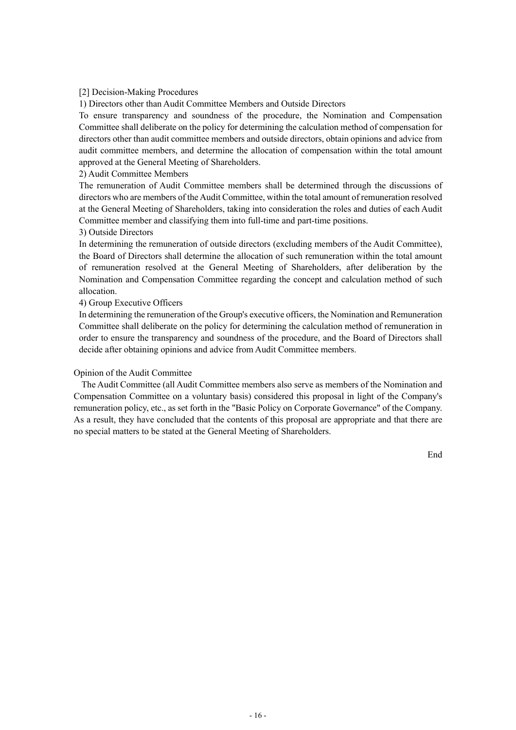[2] Decision-Making Procedures

1) Directors other than Audit Committee Members and Outside Directors

To ensure transparency and soundness of the procedure, the Nomination and Compensation Committee shall deliberate on the policy for determining the calculation method of compensation for directors other than audit committee members and outside directors, obtain opinions and advice from audit committee members, and determine the allocation of compensation within the total amount approved at the General Meeting of Shareholders.

2) Audit Committee Members

The remuneration of Audit Committee members shall be determined through the discussions of directors who are members of the Audit Committee, within the total amount of remuneration resolved at the General Meeting of Shareholders, taking into consideration the roles and duties of each Audit Committee member and classifying them into full-time and part-time positions.

3) Outside Directors

In determining the remuneration of outside directors (excluding members of the Audit Committee), the Board of Directors shall determine the allocation of such remuneration within the total amount of remuneration resolved at the General Meeting of Shareholders, after deliberation by the Nomination and Compensation Committee regarding the concept and calculation method of such allocation.

4) Group Executive Officers

In determining the remuneration of the Group's executive officers, the Nomination and Remuneration Committee shall deliberate on the policy for determining the calculation method of remuneration in order to ensure the transparency and soundness of the procedure, and the Board of Directors shall decide after obtaining opinions and advice from Audit Committee members.

Opinion of the Audit Committee

The Audit Committee (all Audit Committee members also serve as members of the Nomination and Compensation Committee on a voluntary basis) considered this proposal in light of the Company's remuneration policy, etc., as set forth in the "Basic Policy on Corporate Governance" of the Company. As a result, they have concluded that the contents of this proposal are appropriate and that there are no special matters to be stated at the General Meeting of Shareholders.

End